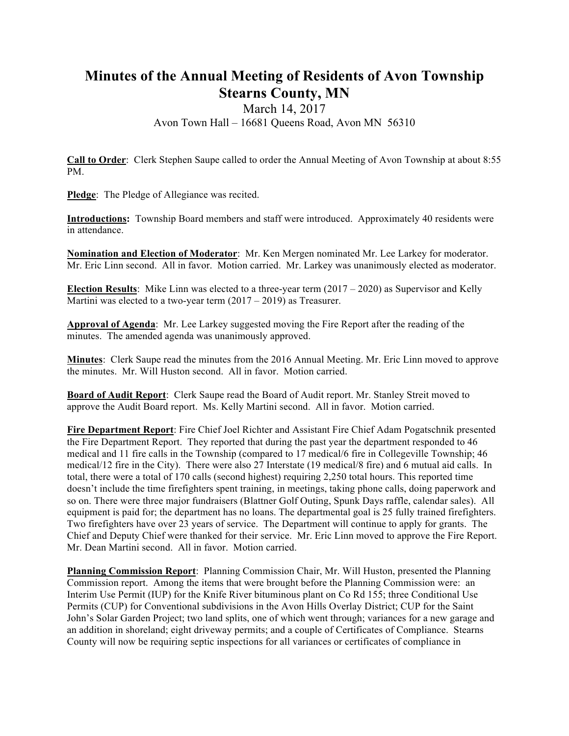# Minutes of the Annual Meeting of Residents of Avon Township Stearns County, MN

March 14, 2017

Avon Town Hall – 16681 Queens Road, Avon MN 56310

**Call to Order**: Clerk Stephen Saupe called to order the Annual Meeting of Avon Township at about 8:55 PM.

**Pledge**: The Pledge of Allegiance was recited.

**Introductions:** Township Board members and staff were introduced. Approximately 40 residents were in attendance.

**Nomination and Election of Moderator**: Mr. Ken Mergen nominated Mr. Lee Larkey for moderator. Mr. Eric Linn second. All in favor. Motion carried. Mr. Larkey was unanimously elected as moderator.

**Election Results**: Mike Linn was elected to a three-year term (2017 – 2020) as Supervisor and Kelly Martini was elected to a two-year term (2017 – 2019) as Treasurer.

**Approval of Agenda**: Mr. Lee Larkey suggested moving the Fire Report after the reading of the minutes. The amended agenda was unanimously approved.

**Minutes**: Clerk Saupe read the minutes from the 2016 Annual Meeting. Mr. Eric Linn moved to approve the minutes. Mr. Will Huston second. All in favor. Motion carried.

**Board of Audit Report**: Clerk Saupe read the Board of Audit report. Mr. Stanley Streit moved to approve the Audit Board report. Ms. Kelly Martini second. All in favor. Motion carried.

**Fire Department Report**: Fire Chief Joel Richter and Assistant Fire Chief Adam Pogatschnik presented the Fire Department Report. They reported that during the past year the department responded to 46 medical and 11 fire calls in the Township (compared to 17 medical/6 fire in Collegeville Township; 46 medical/12 fire in the City). There were also 27 Interstate (19 medical/8 fire) and 6 mutual aid calls. In total, there were a total of 170 calls (second highest) requiring 2,250 total hours. This reported time doesn't include the time firefighters spent training, in meetings, taking phone calls, doing paperwork and so on. There were three major fundraisers (Blattner Golf Outing, Spunk Days raffle, calendar sales). All equipment is paid for; the department has no loans. The departmental goal is 25 fully trained firefighters. Two firefighters have over 23 years of service. The Department will continue to apply for grants. The Chief and Deputy Chief were thanked for their service. Mr. Eric Linn moved to approve the Fire Report. Mr. Dean Martini second. All in favor. Motion carried.

**Planning Commission Report**: Planning Commission Chair, Mr. Will Huston, presented the Planning Commission report. Among the items that were brought before the Planning Commission were: an Interim Use Permit (IUP) for the Knife River bituminous plant on Co Rd 155; three Conditional Use Permits (CUP) for Conventional subdivisions in the Avon Hills Overlay District; CUP for the Saint John's Solar Garden Project; two land splits, one of which went through; variances for a new garage and an addition in shoreland; eight driveway permits; and a couple of Certificates of Compliance. Stearns County will now be requiring septic inspections for all variances or certificates of compliance in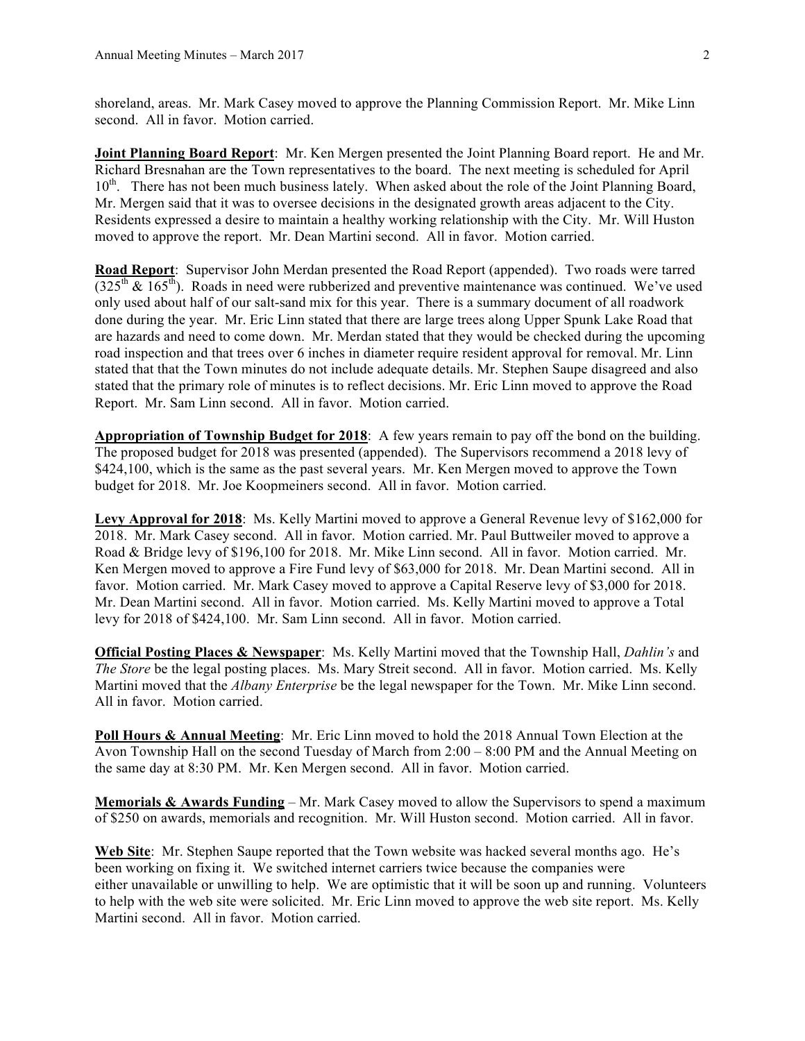shoreland, areas. Mr. Mark Casey moved to approve the Planning Commission Report. Mr. Mike Linn second. All in favor. Motion carried.

**Joint Planning Board Report**: Mr. Ken Mergen presented the Joint Planning Board report. He and Mr. Richard Bresnahan are the Town representatives to the board. The next meeting is scheduled for April 10th. There has not been much business lately. When asked about the role of the Joint Planning Board, Mr. Mergen said that it was to oversee decisions in the designated growth areas adjacent to the City. Residents expressed a desire to maintain a healthy working relationship with the City. Mr. Will Huston moved to approve the report. Mr. Dean Martini second. All in favor. Motion carried.

**Road Report**: Supervisor John Merdan presented the Road Report (appended). Two roads were tarred (325th & 165th). Roads in need were rubberized and preventive maintenance was continued. We've used only used about half of our salt-sand mix for this year. There is a summary document of all roadwork done during the year. Mr. Eric Linn stated that there are large trees along Upper Spunk Lake Road that are hazards and need to come down. Mr. Merdan stated that they would be checked during the upcoming road inspection and that trees over 6 inches in diameter require resident approval for removal. Mr. Linn stated that that the Town minutes do not include adequate details. Mr. Stephen Saupe disagreed and also stated that the primary role of minutes is to reflect decisions. Mr. Eric Linn moved to approve the Road Report. Mr. Sam Linn second. All in favor. Motion carried.

**Appropriation of Township Budget for 2018**: A few years remain to pay off the bond on the building. The proposed budget for 2018 was presented (appended). The Supervisors recommend a 2018 levy of $424,100, which is the same as the past several years. Mr. Ken Mergen moved to approve the Town budget for 2018. Mr. Joe Koopmeiners second. All in favor. Motion carried.

**Levy Approval for 2018**: Ms. Kelly Martini moved to approve a General Revenue levy of $162,000 for 2018. Mr. Mark Casey second. All in favor. Motion carried. Mr. Paul Buttweiler moved to approve a Road & Bridge levy of $196,100 for 2018. Mr. Mike Linn second. All in favor. Motion carried. Mr. Ken Mergen moved to approve a Fire Fund levy of $63,000 for 2018. Mr. Dean Martini second. All in favor. Motion carried. Mr. Mark Casey moved to approve a Capital Reserve levy of $3,000 for 2018. Mr. Dean Martini second. All in favor. Motion carried. Ms. Kelly Martini moved to approve a Total levy for 2018 of $424,100. Mr. Sam Linn second. All in favor. Motion carried.

**Official Posting Places & Newspaper**: Ms. Kelly Martini moved that the Township Hall, *Dahlin's* and *The Store* be the legal posting places. Ms. Mary Streit second. All in favor. Motion carried. Ms. Kelly Martini moved that the *Albany Enterprise* be the legal newspaper for the Town. Mr. Mike Linn second. All in favor. Motion carried.

**Poll Hours & Annual Meeting**: Mr. Eric Linn moved to hold the 2018 Annual Town Election at the Avon Township Hall on the second Tuesday of March from 2:00 – 8:00 PM and the Annual Meeting on the same day at 8:30 PM. Mr. Ken Mergen second. All in favor. Motion carried.

**Memorials & Awards Funding** – Mr. Mark Casey moved to allow the Supervisors to spend a maximum of $250 on awards, memorials and recognition. Mr. Will Huston second. Motion carried. All in favor.

**Web Site**: Mr. Stephen Saupe reported that the Town website was hacked several months ago. He's been working on fixing it. We switched internet carriers twice because the companies were either unavailable or unwilling to help. We are optimistic that it will be soon up and running. Volunteers to help with the web site were solicited. Mr. Eric Linn moved to approve the web site report. Ms. Kelly Martini second. All in favor. Motion carried.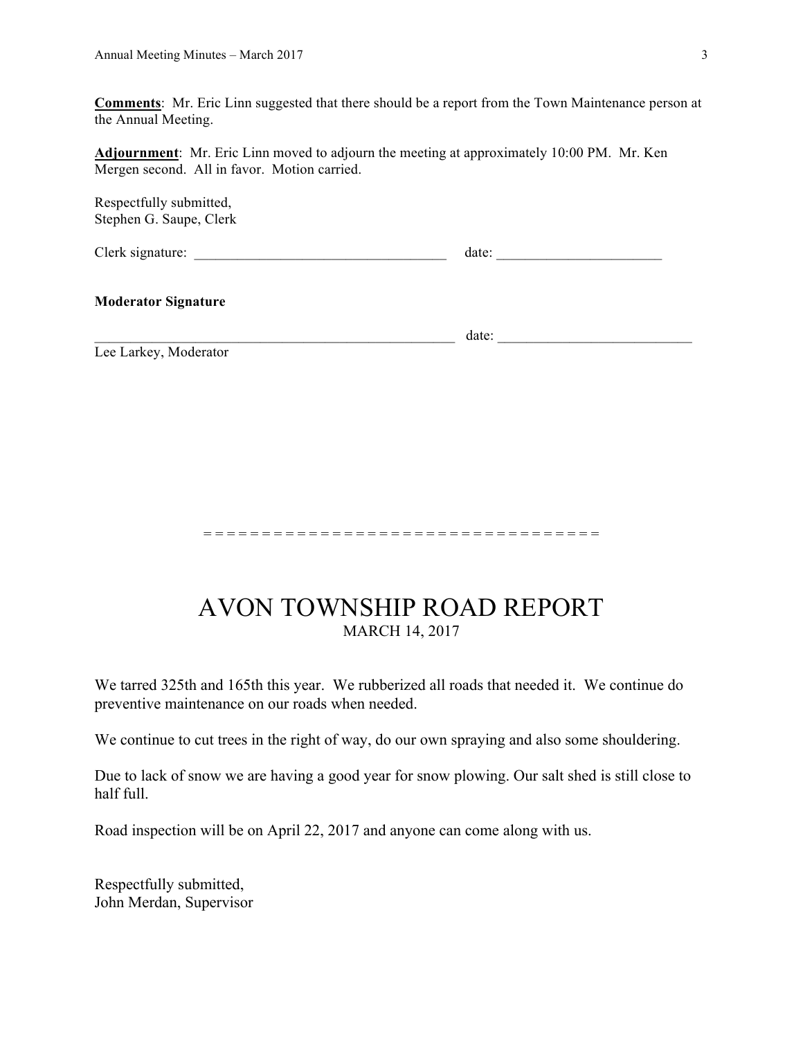**<u>Comments</u>**: Mr. Eric Linn suggested that there should be a report from the Town Maintenance person at the Annual Meeting.

**<u>Adjournment</u>**: Mr. Eric Linn moved to adjourn the meeting at approximately 10:00 PM. Mr. Ken Mergen second. All in favor. Motion carried.

Respectfully submitted,
Stephen G. Saupe, Clerk

Clerk signature: ___________________________________ date: _______________________

**Moderator Signature**

_____________________________________________________ date: ___________________________
Lee Larkey, Moderator

= = = = = = = = = = = = = = = = = = = = = = = = = = = = = = = = = = =

# AVON TOWNSHIP ROAD REPORT

MARCH 14, 2017

We tarred 325th and 165th this year. We rubberized all roads that needed it. We continue do preventive maintenance on our roads when needed.

We continue to cut trees in the right of way, do our own spraying and also some shouldering.

Due to lack of snow we are having a good year for snow plowing. Our salt shed is still close to half full.

Road inspection will be on April 22, 2017 and anyone can come along with us.

Respectfully submitted,
John Merdan, Supervisor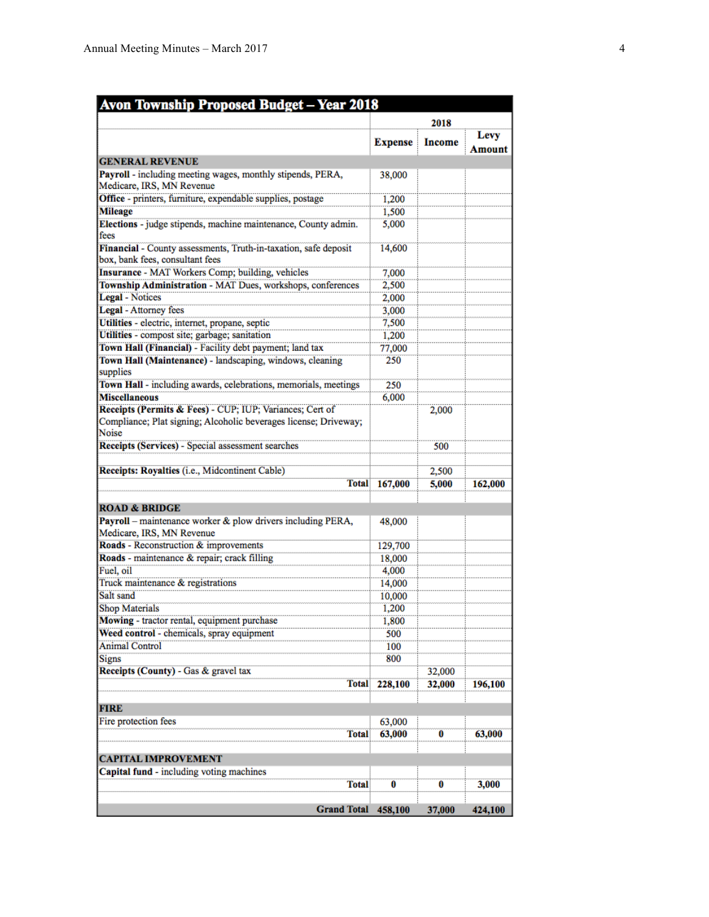| Avon Township Proposed Budget – Year 2018 | | | |
|---|---|---|---|
| | | 2018 | |
| | Expense | Income | Levy Amount |
| **GENERAL REVENUE** | | | |
| **Payroll** - including meeting wages, monthly stipends, PERA, Medicare, IRS, MN Revenue | 38,000 | | |
| **Office** - printers, furniture, expendable supplies, postage | 1,200 | | |
| **Mileage** | 1,500 | | |
| **Elections** - judge stipends, machine maintenance, County admin. fees | 5,000 | | |
| **Financial** - County assessments, Truth-in-taxation, safe deposit box, bank fees, consultant fees | 14,600 | | |
| **Insurance** - MAT Workers Comp; building, vehicles | 7,000 | | |
| **Township Administration** - MAT Dues, workshops, conferences | 2,500 | | |
| **Legal** - Notices | 2,000 | | |
| **Legal** - Attorney fees | 3,000 | | |
| **Utilities** - electric, internet, propane, septic | 7,500 | | |
| **Utilities** - compost site; garbage; sanitation | 1,200 | | |
| **Town Hall (Financial)** - Facility debt payment; land tax | 77,000 | | |
| **Town Hall (Maintenance)** - landscaping, windows, cleaning supplies | 250 | | |
| **Town Hall** - including awards, celebrations, memorials, meetings | 250 | | |
| **Miscellaneous** | 6,000 | | |
| **Receipts (Permits & Fees)** - CUP; IUP; Variances; Cert of Compliance; Plat signing; Alcoholic beverages license; Driveway; Noise | | 2,000 | |
| **Receipts (Services)** - Special assessment searches | | 500 | |
| | | | |
| **Receipts: Royalties** (i.e., Midcontinent Cable) | | 2,500 | |
| **Total** | **167,000** | **5,000** | **162,000** |
| | | | |
| **ROAD & BRIDGE** | | | |
| **Payroll** – maintenance worker & plow drivers including PERA, Medicare, IRS, MN Revenue | 48,000 | | |
| **Roads** - Reconstruction & improvements | 129,700 | | |
| **Roads** - maintenance & repair; crack filling | 18,000 | | |
| Fuel, oil | 4,000 | | |
| Truck maintenance & registrations | 14,000 | | |
| Salt sand | 10,000 | | |
| Shop Materials | 1,200 | | |
| **Mowing** - tractor rental, equipment purchase | 1,800 | | |
| **Weed control** - chemicals, spray equipment | 500 | | |
| Animal Control | 100 | | |
| Signs | 800 | | |
| **Receipts (County)** - Gas & gravel tax | | 32,000 | |
| **Total** | **228,100** | **32,000** | **196,100** |
| | | | |
| **FIRE** | | | |
| Fire protection fees | 63,000 | | |
| **Total** | **63,000** | **0** | **63,000** |
| | | | |
| **CAPITAL IMPROVEMENT** | | | |
| **Capital fund** - including voting machines | | | |
| **Total** | **0** | **0** | **3,000** |
| | | | |
| **Grand Total** | **458,100** | **37,000** | **424,100** |